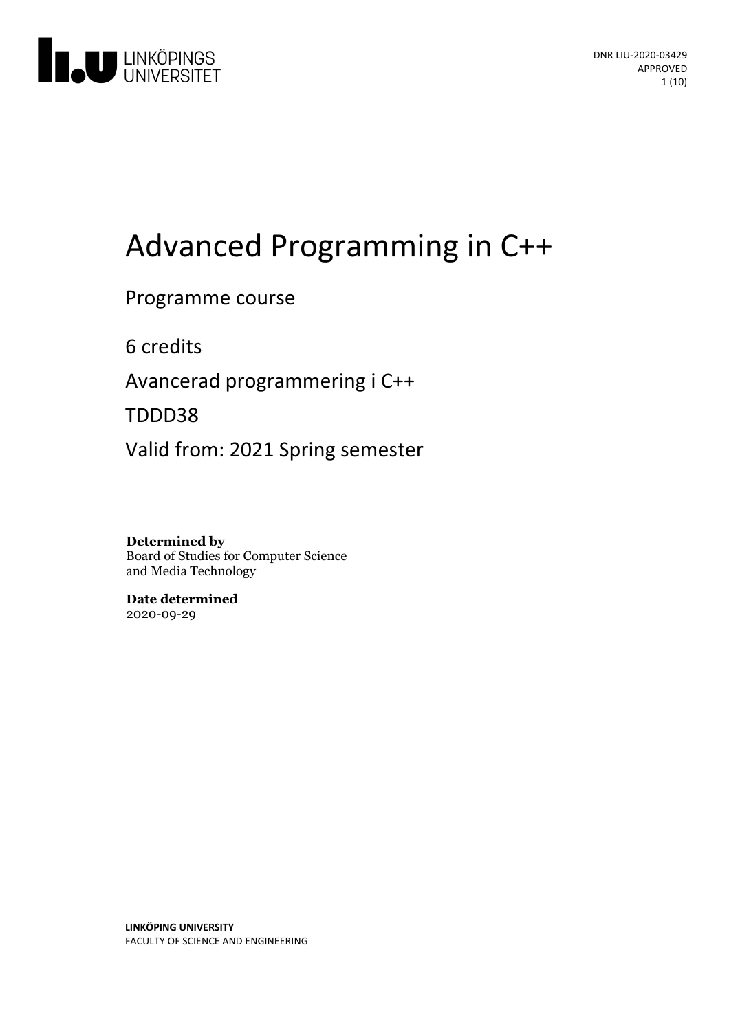DNR LIU-2020-03429
APPROVED

# Advanced Programming in C++

Programme course

6 credits

Avancerad programmering i C++

TDDD38

Valid from: 2021 Spring semester

**Determined by**
Board of Studies for Computer Science and Media Technology

**Date determined**
2020-09-29

**LINKÖPING UNIVERSITY**
FACULTY OF SCIENCE AND ENGINEERING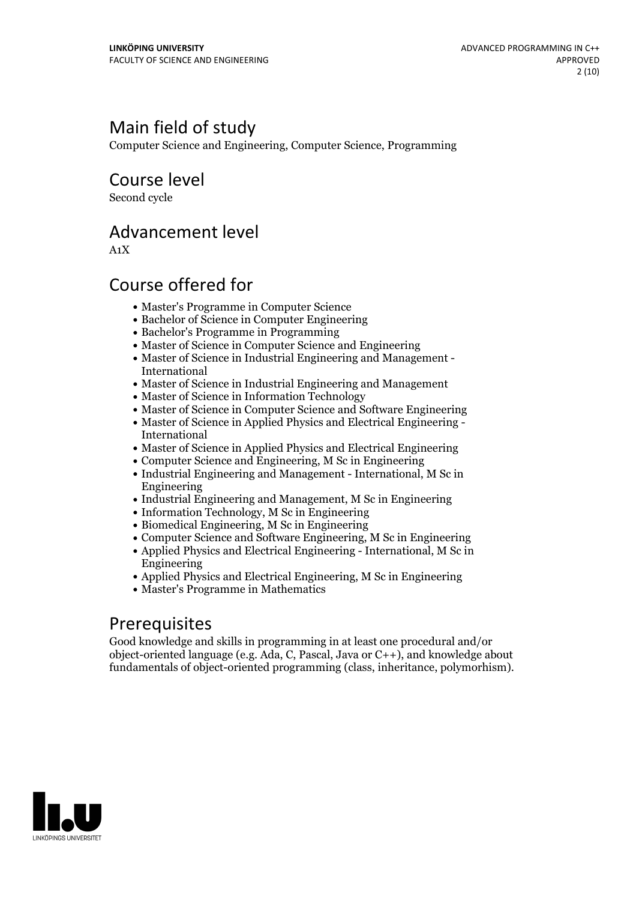## Main field of study

Computer Science and Engineering, Computer Science, Programming

## Course level

Second cycle

## Advancement level

A1X

## Course offered for

- Master's Programme in Computer Science
- Bachelor of Science in Computer Engineering
- Bachelor's Programme in Programming
- Master of Science in Computer Science and Engineering
- Master of Science in Industrial Engineering and Management - International
- Master of Science in Industrial Engineering and Management
- Master of Science in Information Technology
- Master of Science in Computer Science and Software Engineering
- Master of Science in Applied Physics and Electrical Engineering - International
- Master of Science in Applied Physics and Electrical Engineering
- Computer Science and Engineering, M Sc in Engineering
- Industrial Engineering and Management - International, M Sc in Engineering
- Industrial Engineering and Management, M Sc in Engineering
- Information Technology, M Sc in Engineering
- Biomedical Engineering, M Sc in Engineering
- Computer Science and Software Engineering, M Sc in Engineering
- Applied Physics and Electrical Engineering - International, M Sc in Engineering
- Applied Physics and Electrical Engineering, M Sc in Engineering
- Master's Programme in Mathematics

## Prerequisites

Good knowledge and skills in programming in at least one procedural and/or object-oriented language (e.g. Ada, C, Pascal, Java or C++), and knowledge about fundamentals of object-oriented programming (class, inheritance, polymorhism).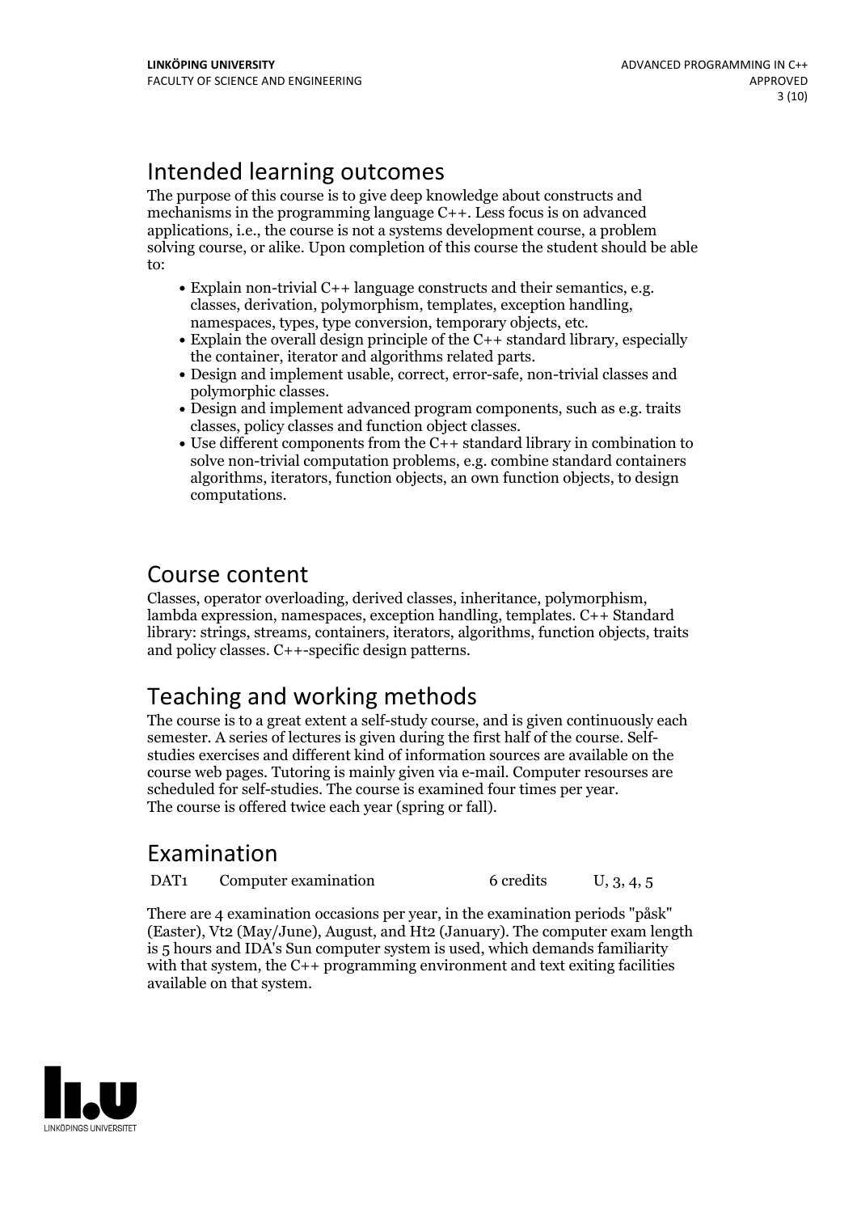# Intended learning outcomes

The purpose of this course is to give deep knowledge about constructs and mechanisms in the programming language C++. Less focus is on advanced applications, i.e., the course is not a systems development course, a problem solving course, or alike. Upon completion of this course the student should be able to:

- Explain non-trivial C++ language constructs and their semantics, e.g. classes, derivation, polymorphism, templates, exception handling, namespaces, types, type conversion, temporary objects, etc.
- Explain the overall design principle of the C++ standard library, especially the container, iterator and algorithms related parts.
- Design and implement usable, correct, error-safe, non-trivial classes and polymorphic classes.
- Design and implement advanced program components, such as e.g. traits classes, policy classes and function object classes.
- Use different components from the C++ standard library in combination to solve non-trivial computation problems, e.g. combine standard containers algorithms, iterators, function objects, an own function objects, to design computations.

# Course content

Classes, operator overloading, derived classes, inheritance, polymorphism, lambda expression, namespaces, exception handling, templates. C++ Standard library: strings, streams, containers, iterators, algorithms, function objects, traits and policy classes. C++-specific design patterns.

# Teaching and working methods

The course is to a great extent a self-study course, and is given continuously each semester. A series of lectures is given during the first half of the course. Self-studies exercises and different kind of information sources are available on the course web pages. Tutoring is mainly given via e-mail. Computer resourses are scheduled for self-studies. The course is examined four times per year.
The course is offered twice each year (spring or fall).

# Examination

| | | | |
|---|---|---|---|
| DAT1 | Computer examination | 6 credits | U, 3, 4, 5 |

There are 4 examination occasions per year, in the examination periods "påsk" (Easter), Vt2 (May/June), August, and Ht2 (January). The computer exam length is 5 hours and IDA's Sun computer system is used, which demands familiarity with that system, the C++ programming environment and text exiting facilities available on that system.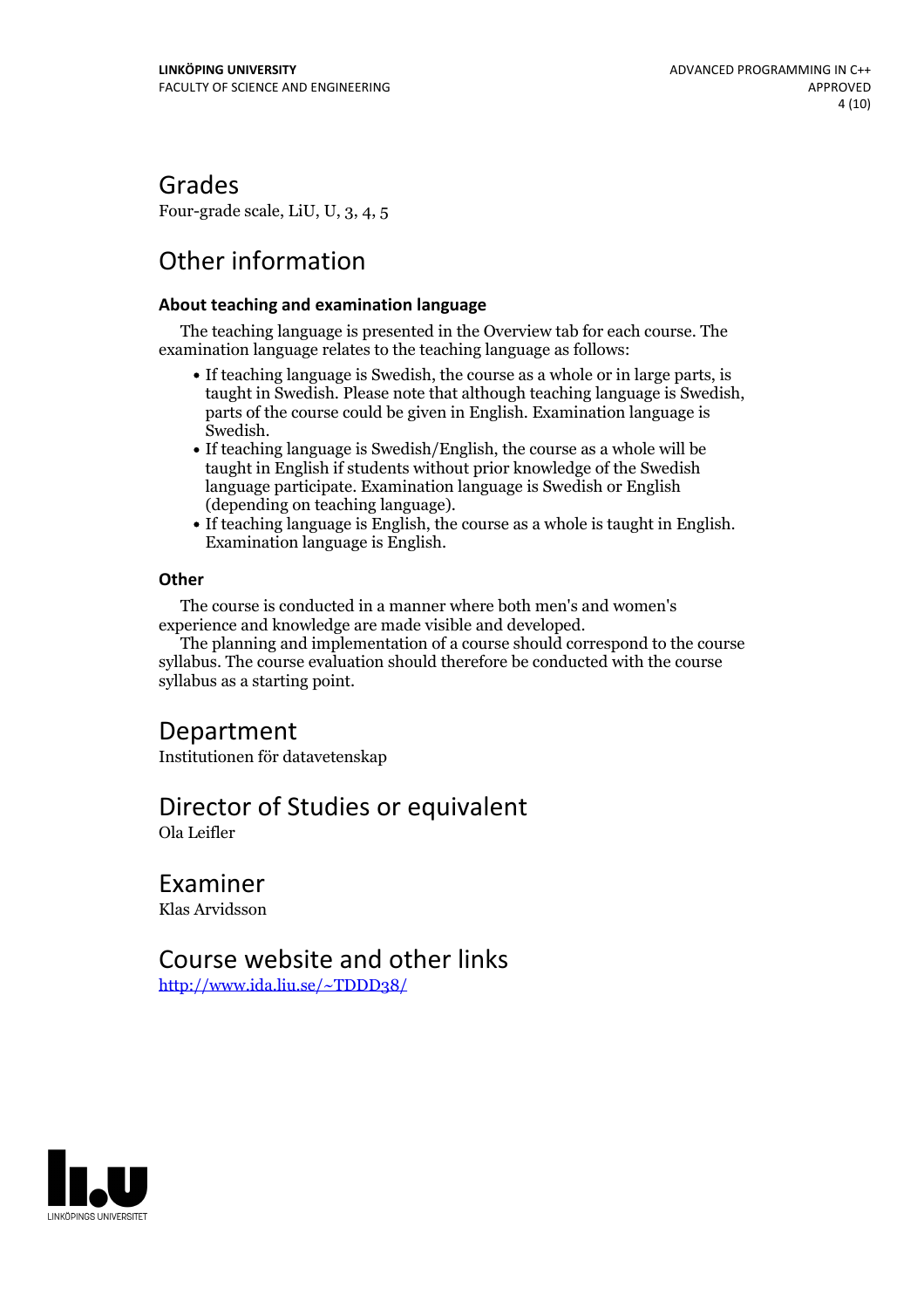## Grades

Four-grade scale, LiU, U, 3, 4, 5

## Other information

### About teaching and examination language

The teaching language is presented in the Overview tab for each course. The examination language relates to the teaching language as follows:

- If teaching language is Swedish, the course as a whole or in large parts, is taught in Swedish. Please note that although teaching language is Swedish, parts of the course could be given in English. Examination language is Swedish.
- If teaching language is Swedish/English, the course as a whole will be taught in English if students without prior knowledge of the Swedish language participate. Examination language is Swedish or English (depending on teaching language).
- If teaching language is English, the course as a whole is taught in English. Examination language is English.

### Other

The course is conducted in a manner where both men's and women's experience and knowledge are made visible and developed.

The planning and implementation of a course should correspond to the course syllabus. The course evaluation should therefore be conducted with the course syllabus as a starting point.

## Department

Institutionen för datavetenskap

## Director of Studies or equivalent

Ola Leifler

## Examiner

Klas Arvidsson

## Course website and other links

http://www.ida.liu.se/~TDDD38/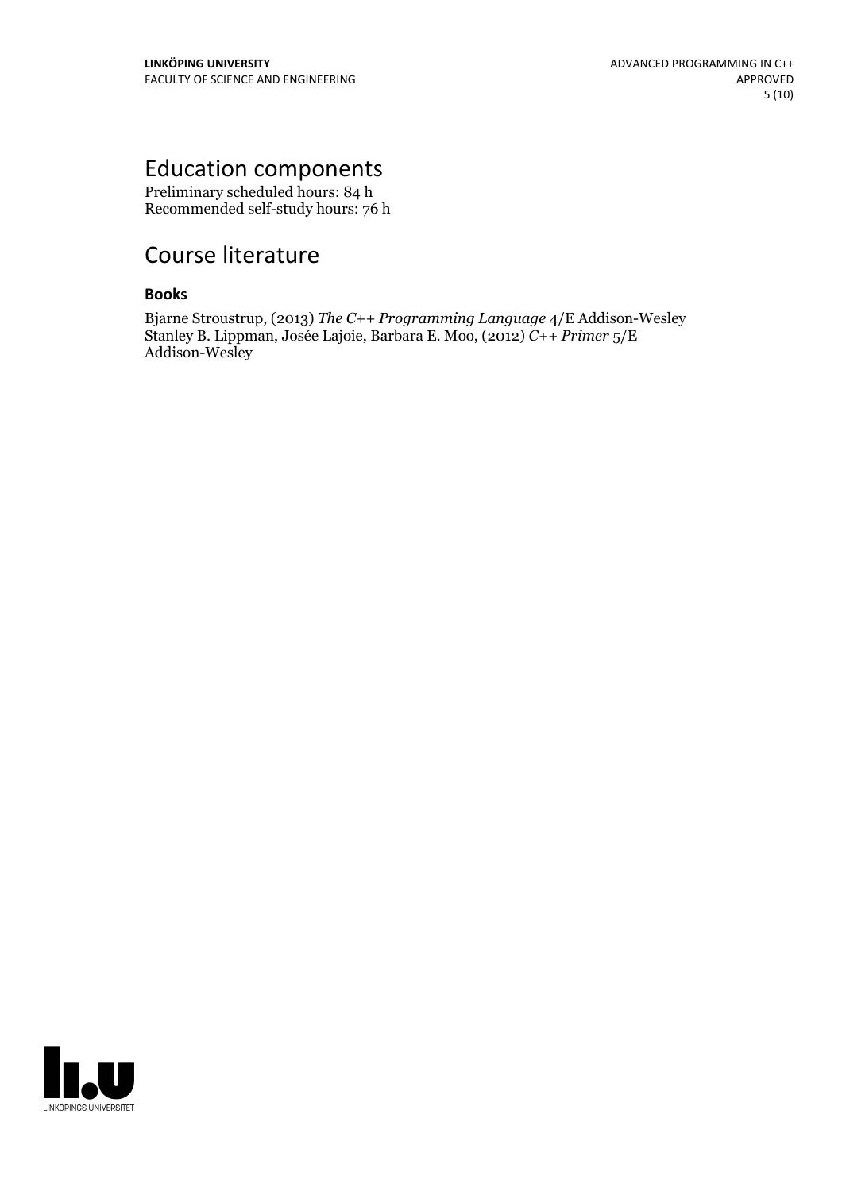# Education components

Preliminary scheduled hours: 84 h
Recommended self-study hours: 76 h

# Course literature

### Books

Bjarne Stroustrup, (2013) *The C++ Programming Language* 4/E Addison-Wesley
Stanley B. Lippman, Josée Lajoie, Barbara E. Moo, (2012) *C++ Primer* 5/E Addison-Wesley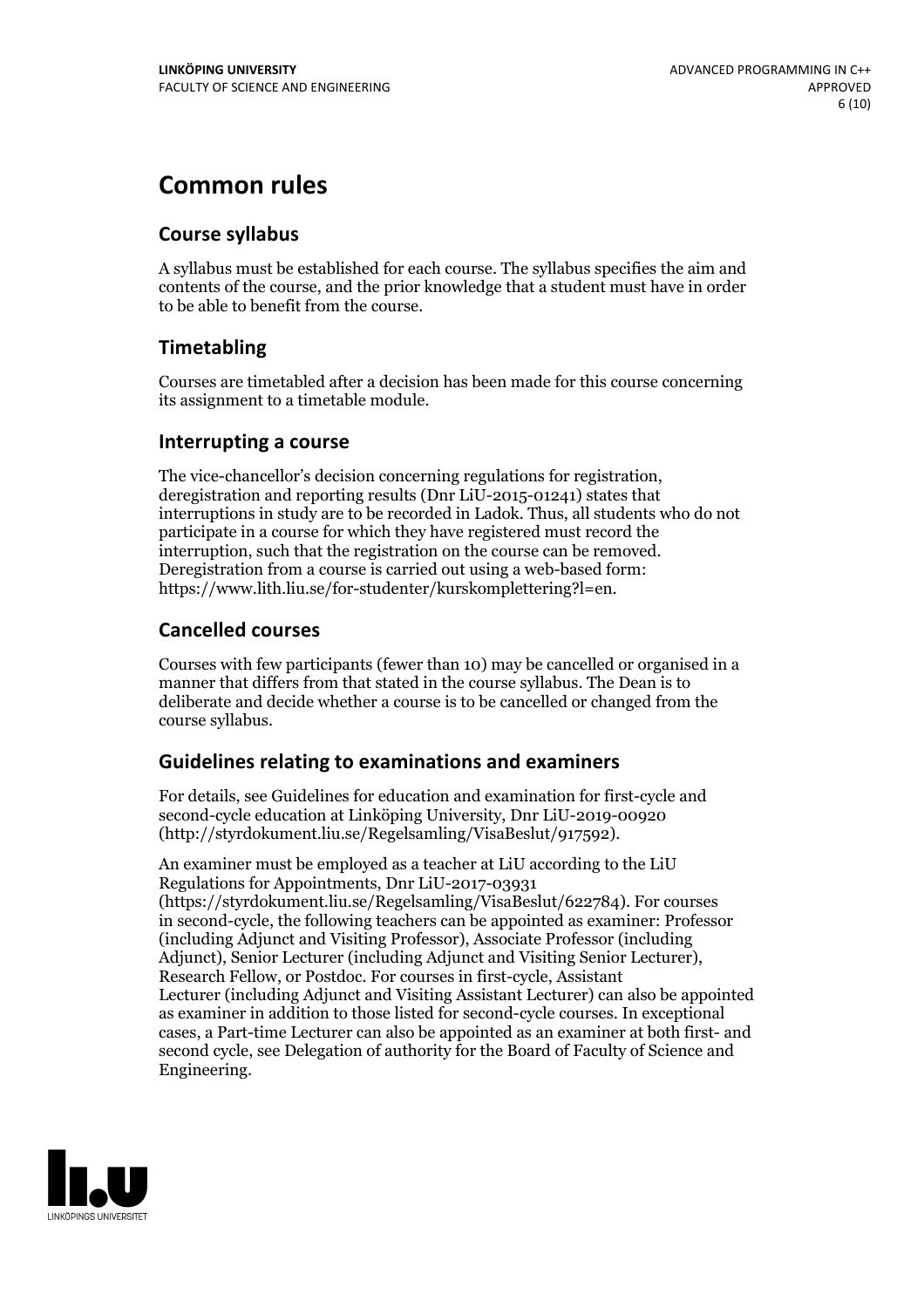# Common rules

## Course syllabus

A syllabus must be established for each course. The syllabus specifies the aim and contents of the course, and the prior knowledge that a student must have in order to be able to benefit from the course.

## Timetabling

Courses are timetabled after a decision has been made for this course concerning its assignment to a timetable module.

## Interrupting a course

The vice-chancellor's decision concerning regulations for registration, deregistration and reporting results (Dnr LiU-2015-01241) states that interruptions in study are to be recorded in Ladok. Thus, all students who do not participate in a course for which they have registered must record the interruption, such that the registration on the course can be removed. Deregistration from a course is carried out using a web-based form: https://www.lith.liu.se/for-studenter/kurskomplettering?l=en.

## Cancelled courses

Courses with few participants (fewer than 10) may be cancelled or organised in a manner that differs from that stated in the course syllabus. The Dean is to deliberate and decide whether a course is to be cancelled or changed from the course syllabus.

## Guidelines relating to examinations and examiners

For details, see Guidelines for education and examination for first-cycle and second-cycle education at Linköping University, Dnr LiU-2019-00920 (http://styrdokument.liu.se/Regelsamling/VisaBeslut/917592).

An examiner must be employed as a teacher at LiU according to the LiU Regulations for Appointments, Dnr LiU-2017-03931 (https://styrdokument.liu.se/Regelsamling/VisaBeslut/622784). For courses in second-cycle, the following teachers can be appointed as examiner: Professor (including Adjunct and Visiting Professor), Associate Professor (including Adjunct), Senior Lecturer (including Adjunct and Visiting Senior Lecturer), Research Fellow, or Postdoc. For courses in first-cycle, Assistant Lecturer (including Adjunct and Visiting Assistant Lecturer) can also be appointed as examiner in addition to those listed for second-cycle courses. In exceptional cases, a Part-time Lecturer can also be appointed as an examiner at both first- and second cycle, see Delegation of authority for the Board of Faculty of Science and Engineering.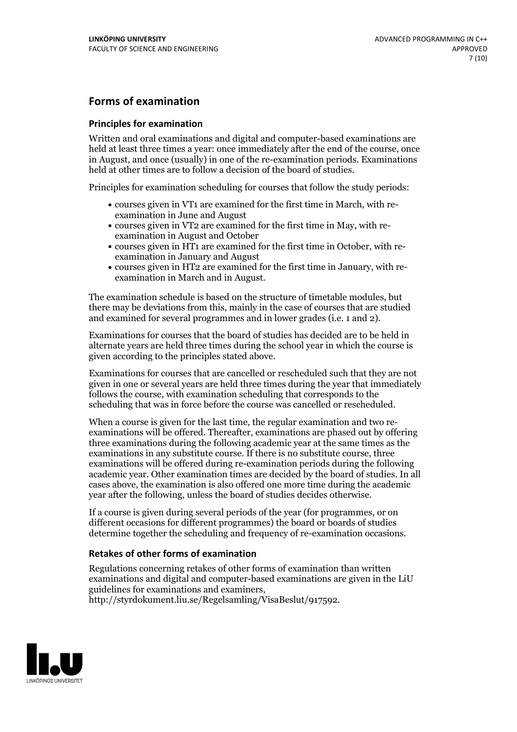## Forms of examination

### Principles for examination

Written and oral examinations and digital and computer-based examinations are held at least three times a year: once immediately after the end of the course, once in August, and once (usually) in one of the re-examination periods. Examinations held at other times are to follow a decision of the board of studies.

Principles for examination scheduling for courses that follow the study periods:

- courses given in VT1 are examined for the first time in March, with re-examination in June and August
- courses given in VT2 are examined for the first time in May, with re-examination in August and October
- courses given in HT1 are examined for the first time in October, with re-examination in January and August
- courses given in HT2 are examined for the first time in January, with re-examination in March and in August.

The examination schedule is based on the structure of timetable modules, but there may be deviations from this, mainly in the case of courses that are studied and examined for several programmes and in lower grades (i.e. 1 and 2).

Examinations for courses that the board of studies has decided are to be held in alternate years are held three times during the school year in which the course is given according to the principles stated above.

Examinations for courses that are cancelled or rescheduled such that they are not given in one or several years are held three times during the year that immediately follows the course, with examination scheduling that corresponds to the scheduling that was in force before the course was cancelled or rescheduled.

When a course is given for the last time, the regular examination and two re-examinations will be offered. Thereafter, examinations are phased out by offering three examinations during the following academic year at the same times as the examinations in any substitute course. If there is no substitute course, three examinations will be offered during re-examination periods during the following academic year. Other examination times are decided by the board of studies. In all cases above, the examination is also offered one more time during the academic year after the following, unless the board of studies decides otherwise.

If a course is given during several periods of the year (for programmes, or on different occasions for different programmes) the board or boards of studies determine together the scheduling and frequency of re-examination occasions.

### Retakes of other forms of examination

Regulations concerning retakes of other forms of examination than written examinations and digital and computer-based examinations are given in the LiU guidelines for examinations and examiners, http://styrdokument.liu.se/Regelsamling/VisaBeslut/917592.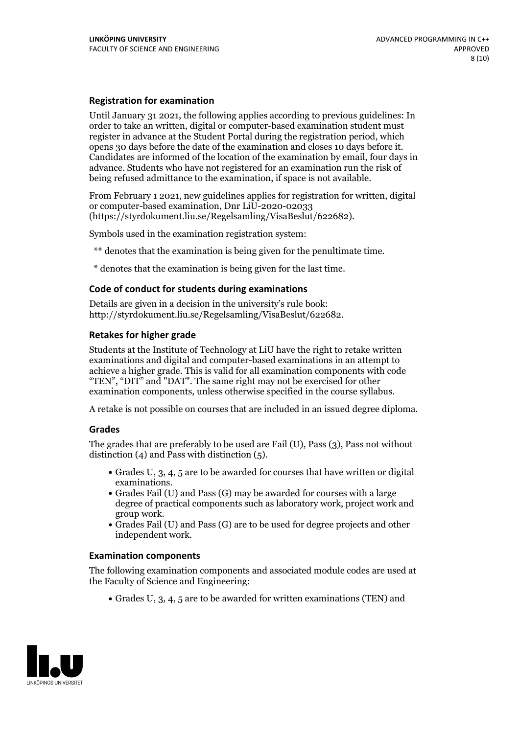### Registration for examination

Until January 31 2021, the following applies according to previous guidelines: In order to take an written, digital or computer-based examination student must register in advance at the Student Portal during the registration period, which opens 30 days before the date of the examination and closes 10 days before it. Candidates are informed of the location of the examination by email, four days in advance. Students who have not registered for an examination run the risk of being refused admittance to the examination, if space is not available.

From February 1 2021, new guidelines applies for registration for written, digital or computer-based examination, Dnr LiU-2020-02033 (https://styrdokument.liu.se/Regelsamling/VisaBeslut/622682).

Symbols used in the examination registration system:

** denotes that the examination is being given for the penultimate time.

* denotes that the examination is being given for the last time.

### Code of conduct for students during examinations

Details are given in a decision in the university's rule book: http://styrdokument.liu.se/Regelsamling/VisaBeslut/622682.

### Retakes for higher grade

Students at the Institute of Technology at LiU have the right to retake written examinations and digital and computer-based examinations in an attempt to achieve a higher grade. This is valid for all examination components with code "TEN", "DIT" and "DAT". The same right may not be exercised for other examination components, unless otherwise specified in the course syllabus.

A retake is not possible on courses that are included in an issued degree diploma.

### Grades

The grades that are preferably to be used are Fail (U), Pass (3), Pass not without distinction (4) and Pass with distinction (5).

- Grades U, 3, 4, 5 are to be awarded for courses that have written or digital examinations.
- Grades Fail (U) and Pass (G) may be awarded for courses with a large degree of practical components such as laboratory work, project work and group work.
- Grades Fail (U) and Pass (G) are to be used for degree projects and other independent work.

### Examination components

The following examination components and associated module codes are used at the Faculty of Science and Engineering:

- Grades U, 3, 4, 5 are to be awarded for written examinations (TEN) and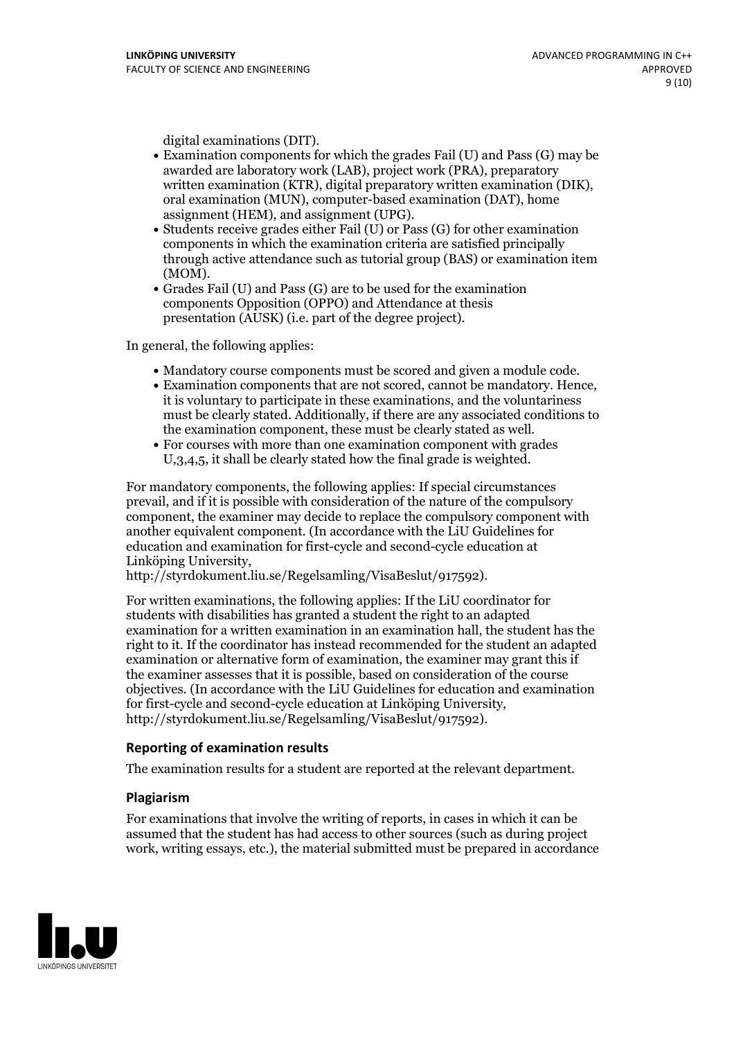digital examinations (DIT).

- Examination components for which the grades Fail (U) and Pass (G) may be awarded are laboratory work (LAB), project work (PRA), preparatory written examination (KTR), digital preparatory written examination (DIK), oral examination (MUN), computer-based examination (DAT), home assignment (HEM), and assignment (UPG).
- Students receive grades either Fail (U) or Pass (G) for other examination components in which the examination criteria are satisfied principally through active attendance such as tutorial group (BAS) or examination item (MOM).
- Grades Fail (U) and Pass (G) are to be used for the examination components Opposition (OPPO) and Attendance at thesis presentation (AUSK) (i.e. part of the degree project).

In general, the following applies:

- Mandatory course components must be scored and given a module code.
- Examination components that are not scored, cannot be mandatory. Hence, it is voluntary to participate in these examinations, and the voluntariness must be clearly stated. Additionally, if there are any associated conditions to the examination component, these must be clearly stated as well.
- For courses with more than one examination component with grades U,3,4,5, it shall be clearly stated how the final grade is weighted.

For mandatory components, the following applies: If special circumstances prevail, and if it is possible with consideration of the nature of the compulsory component, the examiner may decide to replace the compulsory component with another equivalent component. (In accordance with the LiU Guidelines for education and examination for first-cycle and second-cycle education at Linköping University, http://styrdokument.liu.se/Regelsamling/VisaBeslut/917592).

For written examinations, the following applies: If the LiU coordinator for students with disabilities has granted a student the right to an adapted examination for a written examination in an examination hall, the student has the right to it. If the coordinator has instead recommended for the student an adapted examination or alternative form of examination, the examiner may grant this if the examiner assesses that it is possible, based on consideration of the course objectives. (In accordance with the LiU Guidelines for education and examination for first-cycle and second-cycle education at Linköping University, http://styrdokument.liu.se/Regelsamling/VisaBeslut/917592).

### Reporting of examination results

The examination results for a student are reported at the relevant department.

### Plagiarism

For examinations that involve the writing of reports, in cases in which it can be assumed that the student has had access to other sources (such as during project work, writing essays, etc.), the material submitted must be prepared in accordance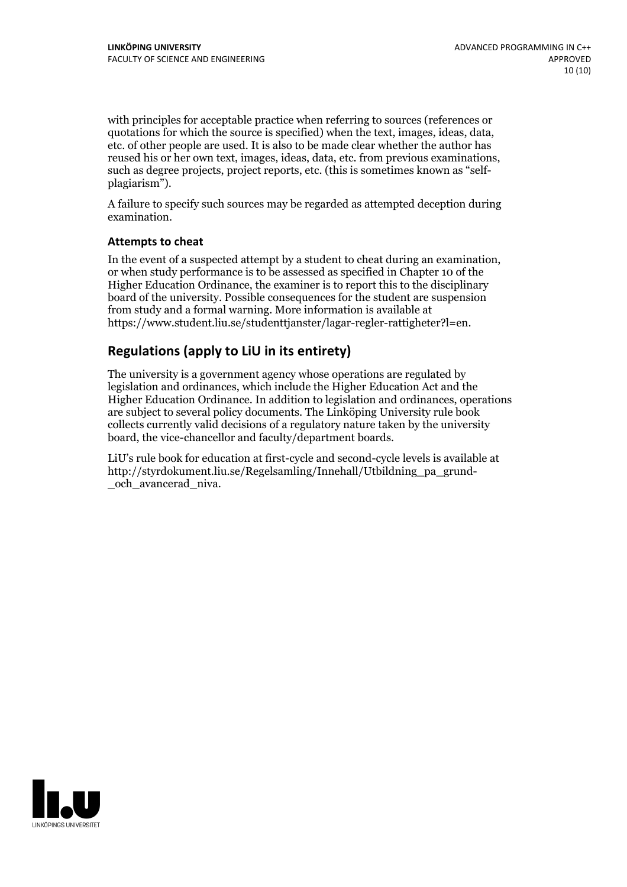with principles for acceptable practice when referring to sources (references or quotations for which the source is specified) when the text, images, ideas, data, etc. of other people are used. It is also to be made clear whether the author has reused his or her own text, images, ideas, data, etc. from previous examinations, such as degree projects, project reports, etc. (this is sometimes known as "self-plagiarism").

A failure to specify such sources may be regarded as attempted deception during examination.

### Attempts to cheat

In the event of a suspected attempt by a student to cheat during an examination, or when study performance is to be assessed as specified in Chapter 10 of the Higher Education Ordinance, the examiner is to report this to the disciplinary board of the university. Possible consequences for the student are suspension from study and a formal warning. More information is available at https://www.student.liu.se/studenttjanster/lagar-regler-rattigheter?l=en.

## Regulations (apply to LiU in its entirety)

The university is a government agency whose operations are regulated by legislation and ordinances, which include the Higher Education Act and the Higher Education Ordinance. In addition to legislation and ordinances, operations are subject to several policy documents. The Linköping University rule book collects currently valid decisions of a regulatory nature taken by the university board, the vice-chancellor and faculty/department boards.

LiU's rule book for education at first-cycle and second-cycle levels is available at http://styrdokument.liu.se/Regelsamling/Innehall/Utbildning_pa_grund-_och_avancerad_niva.